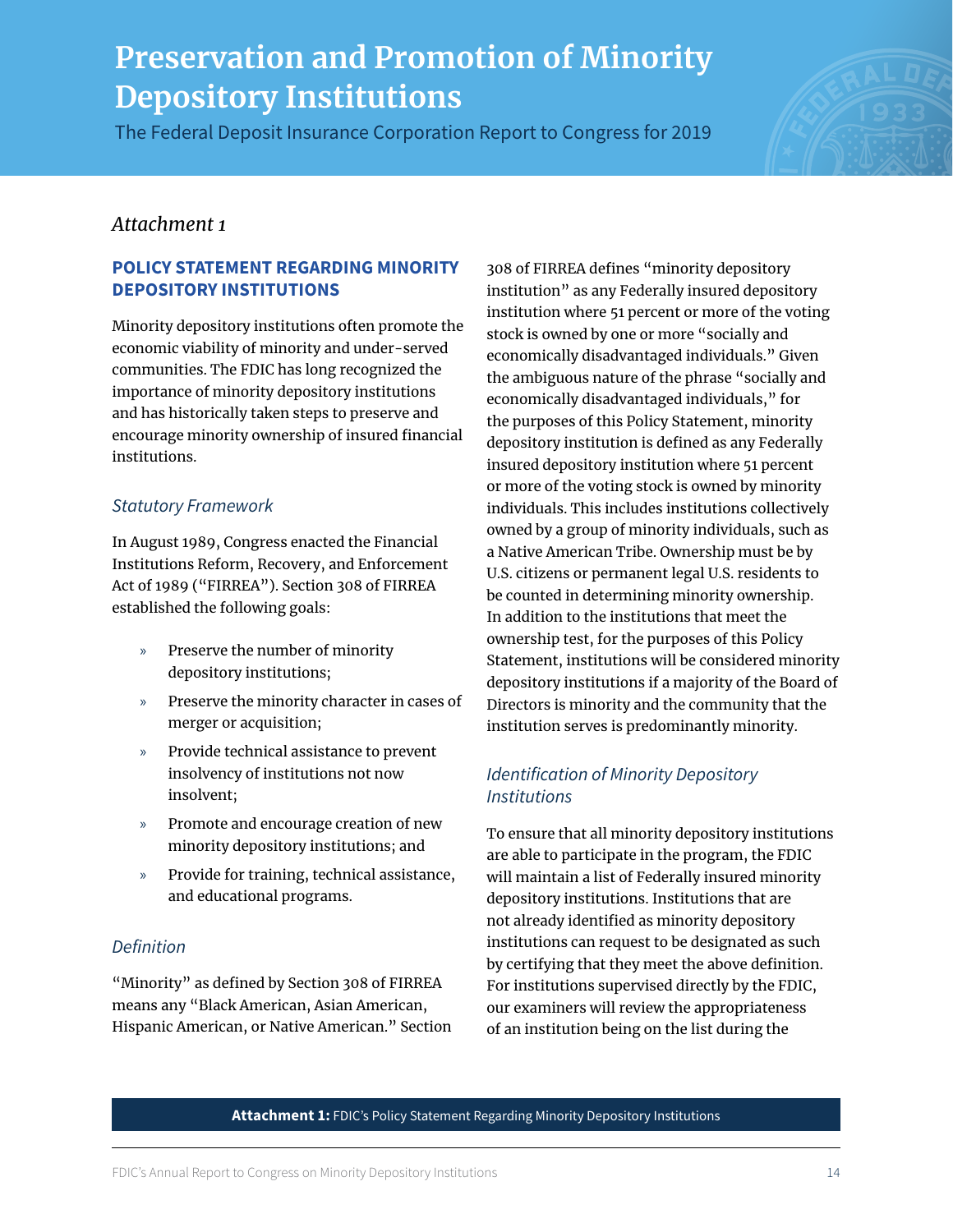# Preservation and Promotion of Minority Depository Institutions

The Federal Deposit Insurance Corporation Report to Congress for 2019

*Attachment 1*

## POLICY STATEMENT REGARDING MINORITY DEPOSITORY INSTITUTIONS

Minority depository institutions often promote the economic viability of minority and under-served communities. The FDIC has long recognized the importance of minority depository institutions and has historically taken steps to preserve and encourage minority ownership of insured financial institutions.

### *Statutory Framework*

In August 1989, Congress enacted the Financial Institutions Reform, Recovery, and Enforcement Act of 1989 ("FIRREA"). Section 308 of FIRREA established the following goals:

- Preserve the number of minority depository institutions;
- Preserve the minority character in cases of merger or acquisition;
- Provide technical assistance to prevent insolvency of institutions not now insolvent;
- Promote and encourage creation of new minority depository institutions; and
- Provide for training, technical assistance, and educational programs.

### *Definition*

"Minority" as defined by Section 308 of FIRREA means any "Black American, Asian American, Hispanic American, or Native American." Section 308 of FIRREA defines "minority depository institution" as any Federally insured depository institution where 51 percent or more of the voting stock is owned by one or more "socially and economically disadvantaged individuals." Given the ambiguous nature of the phrase "socially and economically disadvantaged individuals," for the purposes of this Policy Statement, minority depository institution is defined as any Federally insured depository institution where 51 percent or more of the voting stock is owned by minority individuals. This includes institutions collectively owned by a group of minority individuals, such as a Native American Tribe. Ownership must be by U.S. citizens or permanent legal U.S. residents to be counted in determining minority ownership. In addition to the institutions that meet the ownership test, for the purposes of this Policy Statement, institutions will be considered minority depository institutions if a majority of the Board of Directors is minority and the community that the institution serves is predominantly minority.

### *Identification of Minority Depository Institutions*

To ensure that all minority depository institutions are able to participate in the program, the FDIC will maintain a list of Federally insured minority depository institutions. Institutions that are not already identified as minority depository institutions can request to be designated as such by certifying that they meet the above definition. For institutions supervised directly by the FDIC, our examiners will review the appropriateness of an institution being on the list during the

**Attachment 1:** FDIC's Policy Statement Regarding Minority Depository Institutions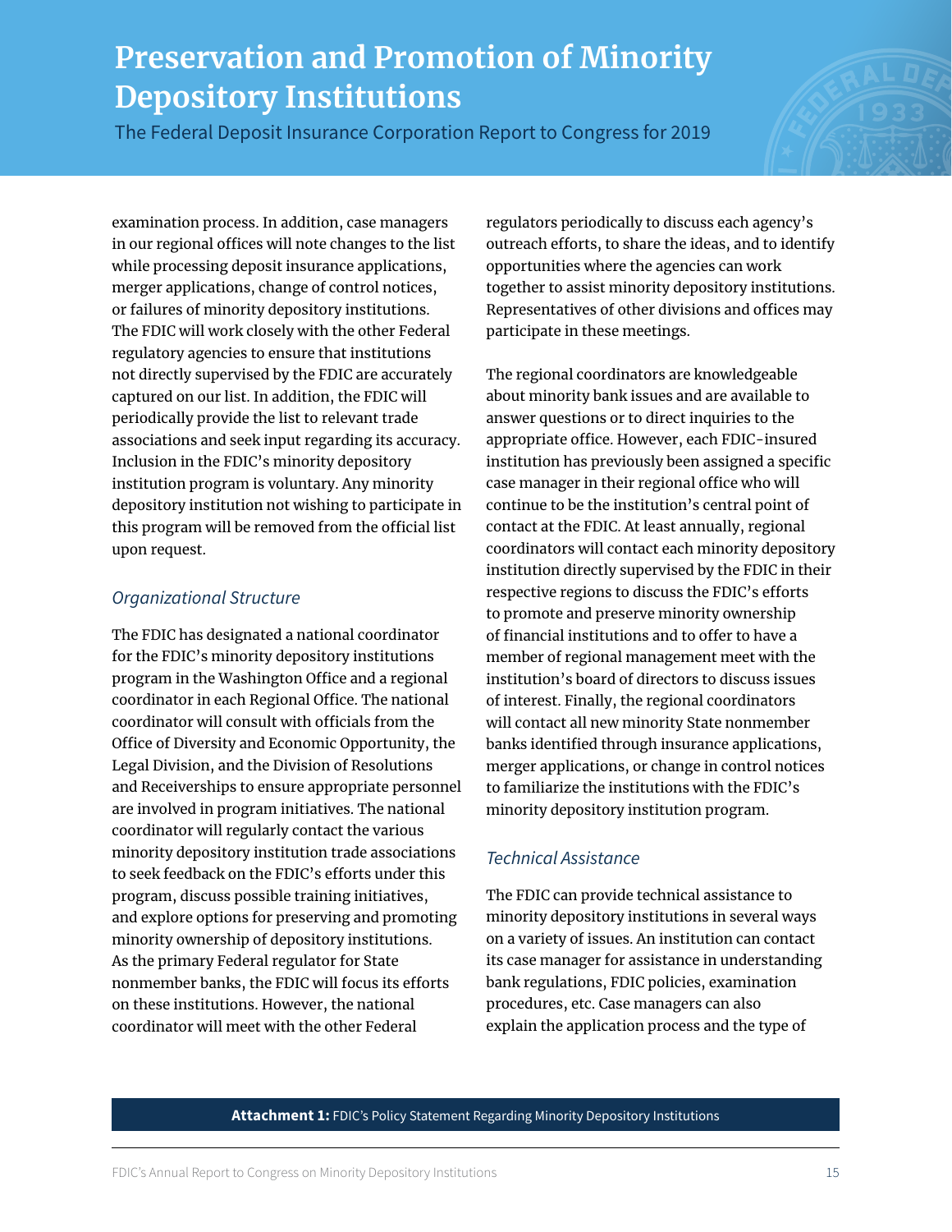examination process. In addition, case managers in our regional offices will note changes to the list while processing deposit insurance applications, merger applications, change of control notices, or failures of minority depository institutions. The FDIC will work closely with the other Federal regulatory agencies to ensure that institutions not directly supervised by the FDIC are accurately captured on our list. In addition, the FDIC will periodically provide the list to relevant trade associations and seek input regarding its accuracy. Inclusion in the FDIC's minority depository institution program is voluntary. Any minority depository institution not wishing to participate in this program will be removed from the official list upon request.

### *Organizational Structure*

The FDIC has designated a national coordinator for the FDIC's minority depository institutions program in the Washington Office and a regional coordinator in each Regional Office. The national coordinator will consult with officials from the Office of Diversity and Economic Opportunity, the Legal Division, and the Division of Resolutions and Receiverships to ensure appropriate personnel are involved in program initiatives. The national coordinator will regularly contact the various minority depository institution trade associations to seek feedback on the FDIC's efforts under this program, discuss possible training initiatives, and explore options for preserving and promoting minority ownership of depository institutions. As the primary Federal regulator for State nonmember banks, the FDIC will focus its efforts on these institutions. However, the national coordinator will meet with the other Federal regulators periodically to discuss each agency's outreach efforts, to share the ideas, and to identify opportunities where the agencies can work together to assist minority depository institutions. Representatives of other divisions and offices may participate in these meetings.

The regional coordinators are knowledgeable about minority bank issues and are available to answer questions or to direct inquiries to the appropriate office. However, each FDIC-insured institution has previously been assigned a specific case manager in their regional office who will continue to be the institution's central point of contact at the FDIC. At least annually, regional coordinators will contact each minority depository institution directly supervised by the FDIC in their respective regions to discuss the FDIC's efforts to promote and preserve minority ownership of financial institutions and to offer to have a member of regional management meet with the institution's board of directors to discuss issues of interest. Finally, the regional coordinators will contact all new minority State nonmember banks identified through insurance applications, merger applications, or change in control notices to familiarize the institutions with the FDIC's minority depository institution program.

### *Technical Assistance*

The FDIC can provide technical assistance to minority depository institutions in several ways on a variety of issues. An institution can contact its case manager for assistance in understanding bank regulations, FDIC policies, examination procedures, etc. Case managers can also explain the application process and the type of

**Attachment 1:** FDIC's Policy Statement Regarding Minority Depository Institutions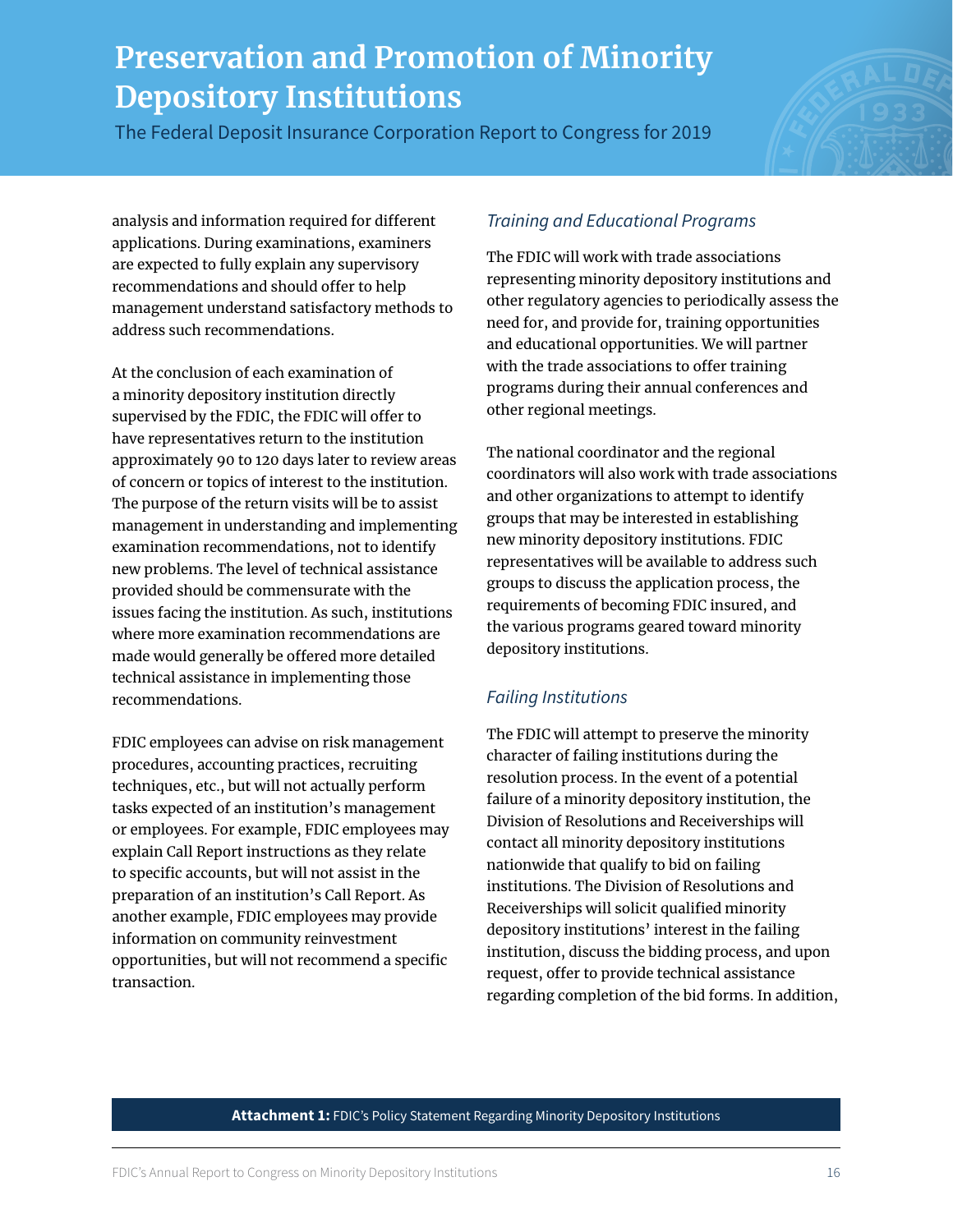analysis and information required for different applications. During examinations, examiners are expected to fully explain any supervisory recommendations and should offer to help management understand satisfactory methods to address such recommendations.

At the conclusion of each examination of a minority depository institution directly supervised by the FDIC, the FDIC will offer to have representatives return to the institution approximately 90 to 120 days later to review areas of concern or topics of interest to the institution. The purpose of the return visits will be to assist management in understanding and implementing examination recommendations, not to identify new problems. The level of technical assistance provided should be commensurate with the issues facing the institution. As such, institutions where more examination recommendations are made would generally be offered more detailed technical assistance in implementing those recommendations.

FDIC employees can advise on risk management procedures, accounting practices, recruiting techniques, etc., but will not actually perform tasks expected of an institution's management or employees. For example, FDIC employees may explain Call Report instructions as they relate to specific accounts, but will not assist in the preparation of an institution's Call Report. As another example, FDIC employees may provide information on community reinvestment opportunities, but will not recommend a specific transaction.

### *Training and Educational Programs*

The FDIC will work with trade associations representing minority depository institutions and other regulatory agencies to periodically assess the need for, and provide for, training opportunities and educational opportunities. We will partner with the trade associations to offer training programs during their annual conferences and other regional meetings.

The national coordinator and the regional coordinators will also work with trade associations and other organizations to attempt to identify groups that may be interested in establishing new minority depository institutions. FDIC representatives will be available to address such groups to discuss the application process, the requirements of becoming FDIC insured, and the various programs geared toward minority depository institutions.

### *Failing Institutions*

The FDIC will attempt to preserve the minority character of failing institutions during the resolution process. In the event of a potential failure of a minority depository institution, the Division of Resolutions and Receiverships will contact all minority depository institutions nationwide that qualify to bid on failing institutions. The Division of Resolutions and Receiverships will solicit qualified minority depository institutions' interest in the failing institution, discuss the bidding process, and upon request, offer to provide technical assistance regarding completion of the bid forms. In addition,

**Attachment 1:** FDIC's Policy Statement Regarding Minority Depository Institutions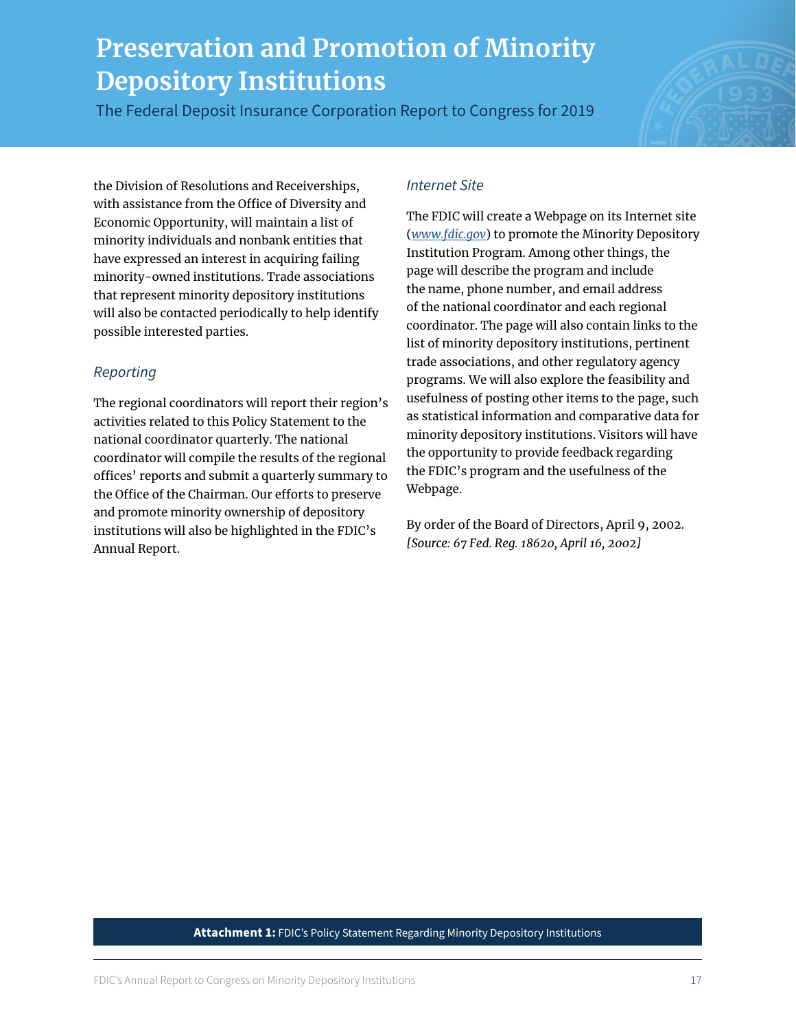the Division of Resolutions and Receiverships, with assistance from the Office of Diversity and Economic Opportunity, will maintain a list of minority individuals and nonbank entities that have expressed an interest in acquiring failing minority-owned institutions. Trade associations that represent minority depository institutions will also be contacted periodically to help identify possible interested parties.

### *Reporting*

The regional coordinators will report their region's activities related to this Policy Statement to the national coordinator quarterly. The national coordinator will compile the results of the regional offices' reports and submit a quarterly summary to the Office of the Chairman. Our efforts to preserve and promote minority ownership of depository institutions will also be highlighted in the FDIC's Annual Report.

### *Internet Site*

The FDIC will create a Webpage on its Internet site (*www.fdic.gov*) to promote the Minority Depository Institution Program. Among other things, the page will describe the program and include the name, phone number, and email address of the national coordinator and each regional coordinator. The page will also contain links to the list of minority depository institutions, pertinent trade associations, and other regulatory agency programs. We will also explore the feasibility and usefulness of posting other items to the page, such as statistical information and comparative data for minority depository institutions. Visitors will have the opportunity to provide feedback regarding the FDIC's program and the usefulness of the Webpage.

By order of the Board of Directors, April 9, 2002.
*[Source: 67 Fed. Reg. 18620, April 16, 2002]*

**Attachment 1:** FDIC's Policy Statement Regarding Minority Depository Institutions